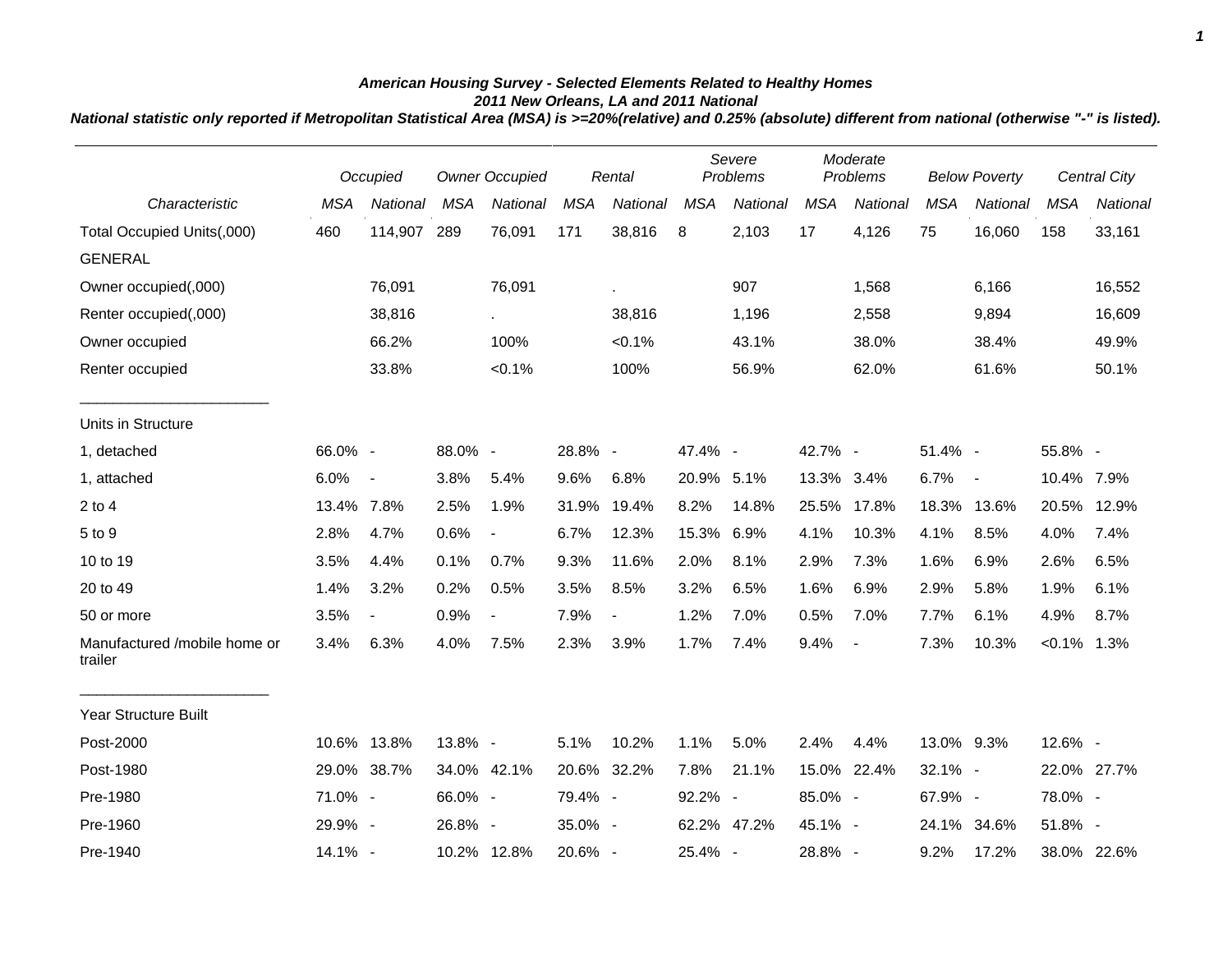# American Housing Survey - Selected Elements Related to Healthy Homes

## 2011 New Orleans, LA and 2011 National

*National statistic only reported if Metropolitan Statistical Area (MSA) is >=20%(relative) and 0.25% (absolute) different from national (otherwise "-" is listed).*

| | Occupied | | Owner Occupied | | Rental | | Severe Problems | | Moderate Problems | | Below Poverty | | Central City | |
|---|---|---|---|---|---|---|---|---|---|---|---|---|---|---|
| *Characteristic* | *MSA* | *National* | *MSA* | *National* | *MSA* | *National* | *MSA* | *National* | *MSA* | *National* | *MSA* | *National* | *MSA* | *National* |
| Total Occupied Units(,000) | 460 | 114,907 | 289 | 76,091 | 171 | 38,816 | 8 | 2,103 | 17 | 4,126 | 75 | 16,060 | 158 | 33,161 |
| GENERAL | | | | | | | | | | | | | | |
| Owner occupied(,000) | | 76,091 | | 76,091 | | . | | 907 | | 1,568 | | 6,166 | | 16,552 |
| Renter occupied(,000) | | 38,816 | | . | | 38,816 | | 1,196 | | 2,558 | | 9,894 | | 16,609 |
| Owner occupied | | 66.2% | | 100% | | <0.1% | | 43.1% | | 38.0% | | 38.4% | | 49.9% |
| Renter occupied | | 33.8% | | <0.1% | | 100% | | 56.9% | | 62.0% | | 61.6% | | 50.1% |
| Units in Structure | | | | | | | | | | | | | | |
| 1, detached | 66.0% | - | 88.0% | - | 28.8% | - | 47.4% | - | 42.7% | - | 51.4% | - | 55.8% | - |
| 1, attached | 6.0% | - | 3.8% | 5.4% | 9.6% | 6.8% | 20.9% | 5.1% | 13.3% | 3.4% | 6.7% | - | 10.4% | 7.9% |
| 2 to 4 | 13.4% | 7.8% | 2.5% | 1.9% | 31.9% | 19.4% | 8.2% | 14.8% | 25.5% | 17.8% | 18.3% | 13.6% | 20.5% | 12.9% |
| 5 to 9 | 2.8% | 4.7% | 0.6% | - | 6.7% | 12.3% | 15.3% | 6.9% | 4.1% | 10.3% | 4.1% | 8.5% | 4.0% | 7.4% |
| 10 to 19 | 3.5% | 4.4% | 0.1% | 0.7% | 9.3% | 11.6% | 2.0% | 8.1% | 2.9% | 7.3% | 1.6% | 6.9% | 2.6% | 6.5% |
| 20 to 49 | 1.4% | 3.2% | 0.2% | 0.5% | 3.5% | 8.5% | 3.2% | 6.5% | 1.6% | 6.9% | 2.9% | 5.8% | 1.9% | 6.1% |
| 50 or more | 3.5% | - | 0.9% | - | 7.9% | - | 1.2% | 7.0% | 0.5% | 7.0% | 7.7% | 6.1% | 4.9% | 8.7% |
| Manufactured /mobile home or trailer | 3.4% | 6.3% | 4.0% | 7.5% | 2.3% | 3.9% | 1.7% | 7.4% | 9.4% | - | 7.3% | 10.3% | <0.1% | 1.3% |
| Year Structure Built | | | | | | | | | | | | | | |
| Post-2000 | 10.6% | 13.8% | 13.8% | - | 5.1% | 10.2% | 1.1% | 5.0% | 2.4% | 4.4% | 13.0% | 9.3% | 12.6% | - |
| Post-1980 | 29.0% | 38.7% | 34.0% | 42.1% | 20.6% | 32.2% | 7.8% | 21.1% | 15.0% | 22.4% | 32.1% | - | 22.0% | 27.7% |
| Pre-1980 | 71.0% | - | 66.0% | - | 79.4% | - | 92.2% | - | 85.0% | - | 67.9% | - | 78.0% | - |
| Pre-1960 | 29.9% | - | 26.8% | - | 35.0% | - | 62.2% | 47.2% | 45.1% | - | 24.1% | 34.6% | 51.8% | - |
| Pre-1940 | 14.1% | - | 10.2% | 12.8% | 20.6% | - | 25.4% | - | 28.8% | - | 9.2% | 17.2% | 38.0% | 22.6% |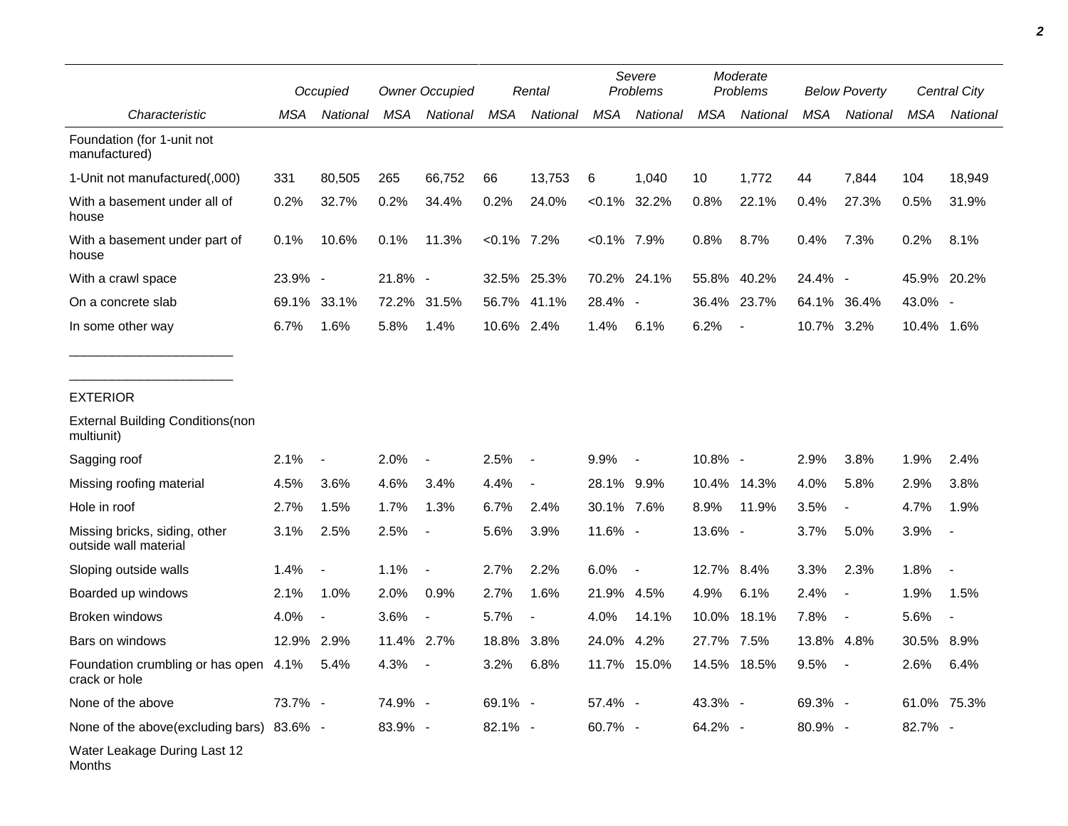| | Occupied | | Owner Occupied | | Rental | | Severe Problems | | Moderate Problems | | Below Poverty | | Central City | |
|---|---|---|---|---|---|---|---|---|---|---|---|---|---|---|
| Characteristic | MSA | National | MSA | National | MSA | National | MSA | National | MSA | National | MSA | National | MSA | National |
| Foundation (for 1-unit not manufactured) | | | | | | | | | | | | | | |
| 1-Unit not manufactured(,000) | 331 | 80,505 | 265 | 66,752 | 66 | 13,753 | 6 | 1,040 | 10 | 1,772 | 44 | 7,844 | 104 | 18,949 |
| With a basement under all of house | 0.2% | 32.7% | 0.2% | 34.4% | 0.2% | 24.0% | <0.1% | 32.2% | 0.8% | 22.1% | 0.4% | 27.3% | 0.5% | 31.9% |
| With a basement under part of house | 0.1% | 10.6% | 0.1% | 11.3% | <0.1% | 7.2% | <0.1% | 7.9% | 0.8% | 8.7% | 0.4% | 7.3% | 0.2% | 8.1% |
| With a crawl space | 23.9% | - | 21.8% | - | 32.5% | 25.3% | 70.2% | 24.1% | 55.8% | 40.2% | 24.4% | - | 45.9% | 20.2% |
| On a concrete slab | 69.1% | 33.1% | 72.2% | 31.5% | 56.7% | 41.1% | 28.4% | - | 36.4% | 23.7% | 64.1% | 36.4% | 43.0% | - |
| In some other way | 6.7% | 1.6% | 5.8% | 1.4% | 10.6% | 2.4% | 1.4% | 6.1% | 6.2% | - | 10.7% | 3.2% | 10.4% | 1.6% |
| EXTERIOR | | | | | | | | | | | | | | |
| External Building Conditions(non multiunit) | | | | | | | | | | | | | | |
| Sagging roof | 2.1% | - | 2.0% | - | 2.5% | - | 9.9% | - | 10.8% | - | 2.9% | 3.8% | 1.9% | 2.4% |
| Missing roofing material | 4.5% | 3.6% | 4.6% | 3.4% | 4.4% | - | 28.1% | 9.9% | 10.4% | 14.3% | 4.0% | 5.8% | 2.9% | 3.8% |
| Hole in roof | 2.7% | 1.5% | 1.7% | 1.3% | 6.7% | 2.4% | 30.1% | 7.6% | 8.9% | 11.9% | 3.5% | - | 4.7% | 1.9% |
| Missing bricks, siding, other outside wall material | 3.1% | 2.5% | 2.5% | - | 5.6% | 3.9% | 11.6% | - | 13.6% | - | 3.7% | 5.0% | 3.9% | - |
| Sloping outside walls | 1.4% | - | 1.1% | - | 2.7% | 2.2% | 6.0% | - | 12.7% | 8.4% | 3.3% | 2.3% | 1.8% | - |
| Boarded up windows | 2.1% | 1.0% | 2.0% | 0.9% | 2.7% | 1.6% | 21.9% | 4.5% | 4.9% | 6.1% | 2.4% | - | 1.9% | 1.5% |
| Broken windows | 4.0% | - | 3.6% | - | 5.7% | - | 4.0% | 14.1% | 10.0% | 18.1% | 7.8% | - | 5.6% | - |
| Bars on windows | 12.9% | 2.9% | 11.4% | 2.7% | 18.8% | 3.8% | 24.0% | 4.2% | 27.7% | 7.5% | 13.8% | 4.8% | 30.5% | 8.9% |
| Foundation crumbling or has open crack or hole | 4.1% | 5.4% | 4.3% | - | 3.2% | 6.8% | 11.7% | 15.0% | 14.5% | 18.5% | 9.5% | - | 2.6% | 6.4% |
| None of the above | 73.7% | - | 74.9% | - | 69.1% | - | 57.4% | - | 43.3% | - | 69.3% | - | 61.0% | 75.3% |
| None of the above(excluding bars) | 83.6% | - | 83.9% | - | 82.1% | - | 60.7% | - | 64.2% | - | 80.9% | - | 82.7% | - |
| Water Leakage During Last 12 Months | | | | | | | | | | | | | | |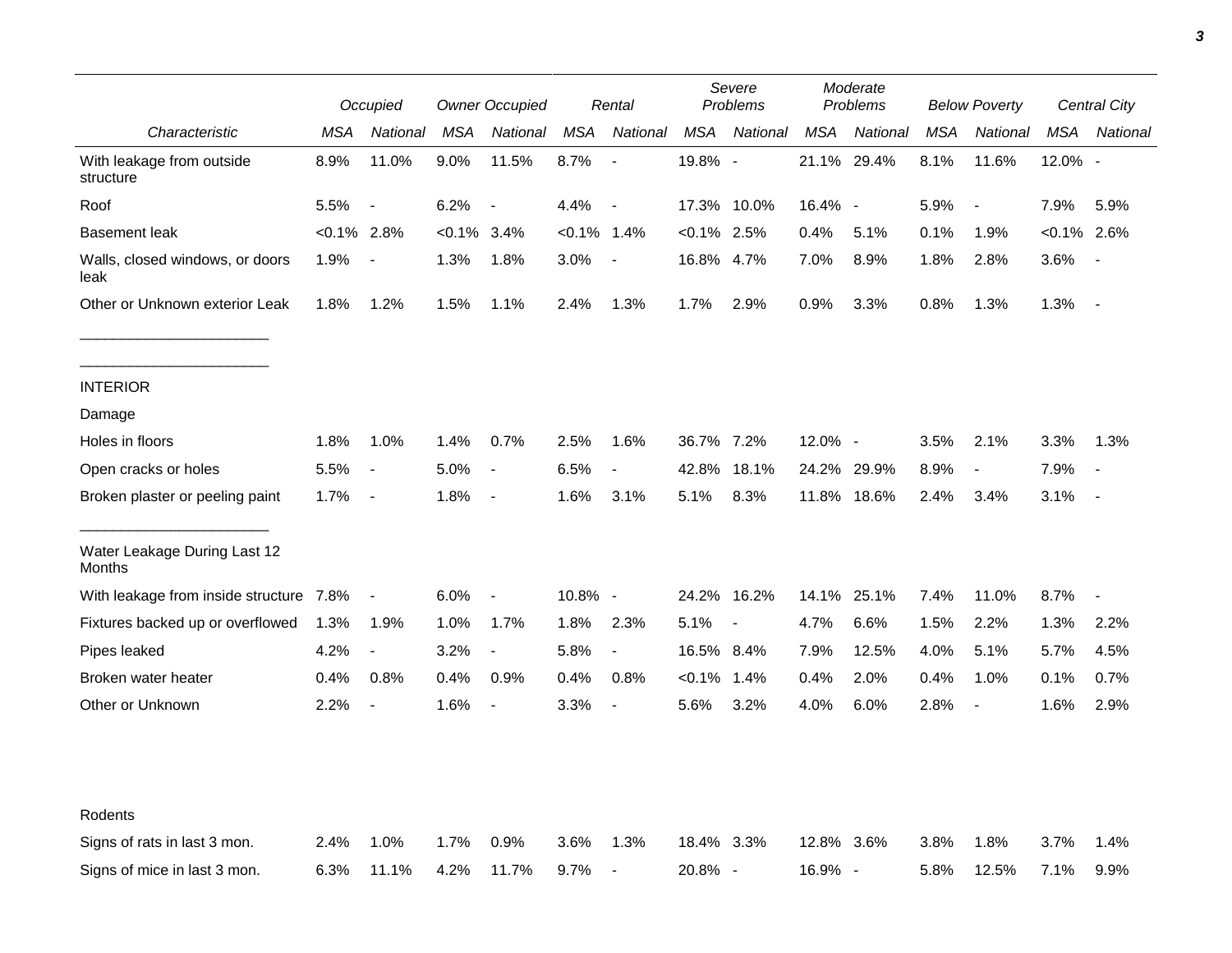| Characteristic | Occupied | | Owner Occupied | | Rental | | Severe Problems | | Moderate Problems | | Below Poverty | | Central City | |
|---|---|---|---|---|---|---|---|---|---|---|---|---|---|---|
| | MSA | National | MSA | National | MSA | National | MSA | National | MSA | National | MSA | National | MSA | National |
| With leakage from outside structure | 8.9% | 11.0% | 9.0% | 11.5% | 8.7% | - | 19.8% | - | 21.1% | 29.4% | 8.1% | 11.6% | 12.0% | - |
| Roof | 5.5% | - | 6.2% | - | 4.4% | - | 17.3% | 10.0% | 16.4% | - | 5.9% | - | 7.9% | 5.9% |
| Basement leak | <0.1% | 2.8% | <0.1% | 3.4% | <0.1% | 1.4% | <0.1% | 2.5% | 0.4% | 5.1% | 0.1% | 1.9% | <0.1% | 2.6% |
| Walls, closed windows, or doors leak | 1.9% | - | 1.3% | 1.8% | 3.0% | - | 16.8% | 4.7% | 7.0% | 8.9% | 1.8% | 2.8% | 3.6% | - |
| Other or Unknown exterior Leak | 1.8% | 1.2% | 1.5% | 1.1% | 2.4% | 1.3% | 1.7% | 2.9% | 0.9% | 3.3% | 0.8% | 1.3% | 1.3% | - |
| INTERIOR | | | | | | | | | | | | | | |
| Damage | | | | | | | | | | | | | | |
| Holes in floors | 1.8% | 1.0% | 1.4% | 0.7% | 2.5% | 1.6% | 36.7% | 7.2% | 12.0% | - | 3.5% | 2.1% | 3.3% | 1.3% |
| Open cracks or holes | 5.5% | - | 5.0% | - | 6.5% | - | 42.8% | 18.1% | 24.2% | 29.9% | 8.9% | - | 7.9% | - |
| Broken plaster or peeling paint | 1.7% | - | 1.8% | - | 1.6% | 3.1% | 5.1% | 8.3% | 11.8% | 18.6% | 2.4% | 3.4% | 3.1% | - |
| Water Leakage During Last 12 Months | | | | | | | | | | | | | | |
| With leakage from inside structure | 7.8% | - | 6.0% | - | 10.8% | - | 24.2% | 16.2% | 14.1% | 25.1% | 7.4% | 11.0% | 8.7% | - |
| Fixtures backed up or overflowed | 1.3% | 1.9% | 1.0% | 1.7% | 1.8% | 2.3% | 5.1% | - | 4.7% | 6.6% | 1.5% | 2.2% | 1.3% | 2.2% |
| Pipes leaked | 4.2% | - | 3.2% | - | 5.8% | - | 16.5% | 8.4% | 7.9% | 12.5% | 4.0% | 5.1% | 5.7% | 4.5% |
| Broken water heater | 0.4% | 0.8% | 0.4% | 0.9% | 0.4% | 0.8% | <0.1% | 1.4% | 0.4% | 2.0% | 0.4% | 1.0% | 0.1% | 0.7% |
| Other or Unknown | 2.2% | - | 1.6% | - | 3.3% | - | 5.6% | 3.2% | 4.0% | 6.0% | 2.8% | - | 1.6% | 2.9% |
| Rodents | | | | | | | | | | | | | | |
| Signs of rats in last 3 mon. | 2.4% | 1.0% | 1.7% | 0.9% | 3.6% | 1.3% | 18.4% | 3.3% | 12.8% | 3.6% | 3.8% | 1.8% | 3.7% | 1.4% |
| Signs of mice in last 3 mon. | 6.3% | 11.1% | 4.2% | 11.7% | 9.7% | - | 20.8% | - | 16.9% | - | 5.8% | 12.5% | 7.1% | 9.9% |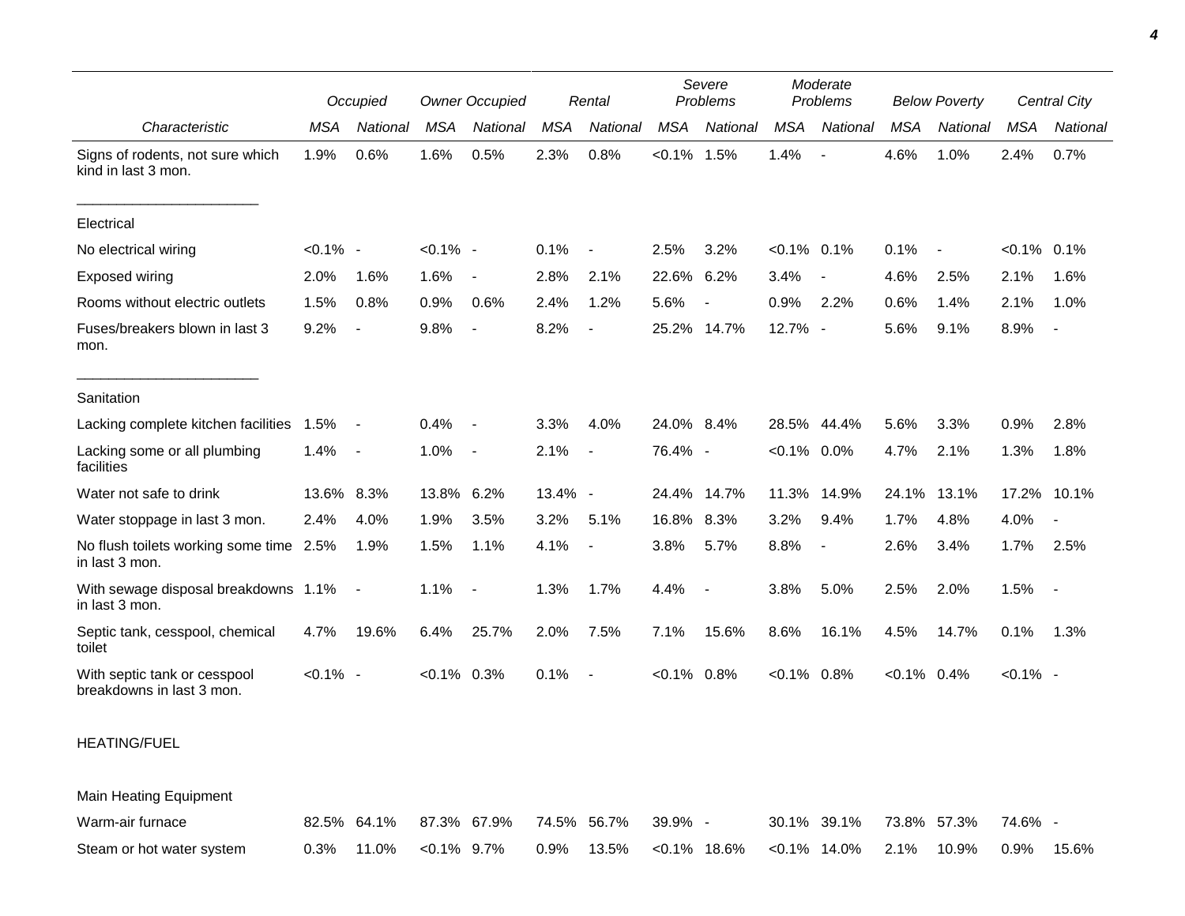| | Occupied | | Owner Occupied | | Rental | | Severe Problems | | Moderate Problems | | Below Poverty | | Central City | |
|---|---|---|---|---|---|---|---|---|---|---|---|---|---|---|
| Characteristic | MSA | National | MSA | National | MSA | National | MSA | National | MSA | National | MSA | National | MSA | National |
| Signs of rodents, not sure which kind in last 3 mon. | 1.9% | 0.6% | 1.6% | 0.5% | 2.3% | 0.8% | <0.1% | 1.5% | 1.4% | - | 4.6% | 1.0% | 2.4% | 0.7% |
| Electrical | | | | | | | | | | | | | | |
| No electrical wiring | <0.1% | - | <0.1% | - | 0.1% | - | 2.5% | 3.2% | <0.1% | 0.1% | 0.1% | - | <0.1% | 0.1% |
| Exposed wiring | 2.0% | 1.6% | 1.6% | - | 2.8% | 2.1% | 22.6% | 6.2% | 3.4% | - | 4.6% | 2.5% | 2.1% | 1.6% |
| Rooms without electric outlets | 1.5% | 0.8% | 0.9% | 0.6% | 2.4% | 1.2% | 5.6% | - | 0.9% | 2.2% | 0.6% | 1.4% | 2.1% | 1.0% |
| Fuses/breakers blown in last 3 mon. | 9.2% | - | 9.8% | - | 8.2% | - | 25.2% | 14.7% | 12.7% | - | 5.6% | 9.1% | 8.9% | - |
| Sanitation | | | | | | | | | | | | | | |
| Lacking complete kitchen facilities | 1.5% | - | 0.4% | - | 3.3% | 4.0% | 24.0% | 8.4% | 28.5% | 44.4% | 5.6% | 3.3% | 0.9% | 2.8% |
| Lacking some or all plumbing facilities | 1.4% | - | 1.0% | - | 2.1% | - | 76.4% | - | <0.1% | 0.0% | 4.7% | 2.1% | 1.3% | 1.8% |
| Water not safe to drink | 13.6% | 8.3% | 13.8% | 6.2% | 13.4% | - | 24.4% | 14.7% | 11.3% | 14.9% | 24.1% | 13.1% | 17.2% | 10.1% |
| Water stoppage in last 3 mon. | 2.4% | 4.0% | 1.9% | 3.5% | 3.2% | 5.1% | 16.8% | 8.3% | 3.2% | 9.4% | 1.7% | 4.8% | 4.0% | - |
| No flush toilets working some time in last 3 mon. | 2.5% | 1.9% | 1.5% | 1.1% | 4.1% | - | 3.8% | 5.7% | 8.8% | - | 2.6% | 3.4% | 1.7% | 2.5% |
| With sewage disposal breakdowns in last 3 mon. | 1.1% | - | 1.1% | - | 1.3% | 1.7% | 4.4% | - | 3.8% | 5.0% | 2.5% | 2.0% | 1.5% | - |
| Septic tank, cesspool, chemical toilet | 4.7% | 19.6% | 6.4% | 25.7% | 2.0% | 7.5% | 7.1% | 15.6% | 8.6% | 16.1% | 4.5% | 14.7% | 0.1% | 1.3% |
| With septic tank or cesspool breakdowns in last 3 mon. | <0.1% | - | <0.1% | 0.3% | 0.1% | - | <0.1% | 0.8% | <0.1% | 0.8% | <0.1% | 0.4% | <0.1% | - |
| HEATING/FUEL | | | | | | | | | | | | | | |
| Main Heating Equipment | | | | | | | | | | | | | | |
| Warm-air furnace | 82.5% | 64.1% | 87.3% | 67.9% | 74.5% | 56.7% | 39.9% | - | 30.1% | 39.1% | 73.8% | 57.3% | 74.6% | - |
| Steam or hot water system | 0.3% | 11.0% | <0.1% | 9.7% | 0.9% | 13.5% | <0.1% | 18.6% | <0.1% | 14.0% | 2.1% | 10.9% | 0.9% | 15.6% |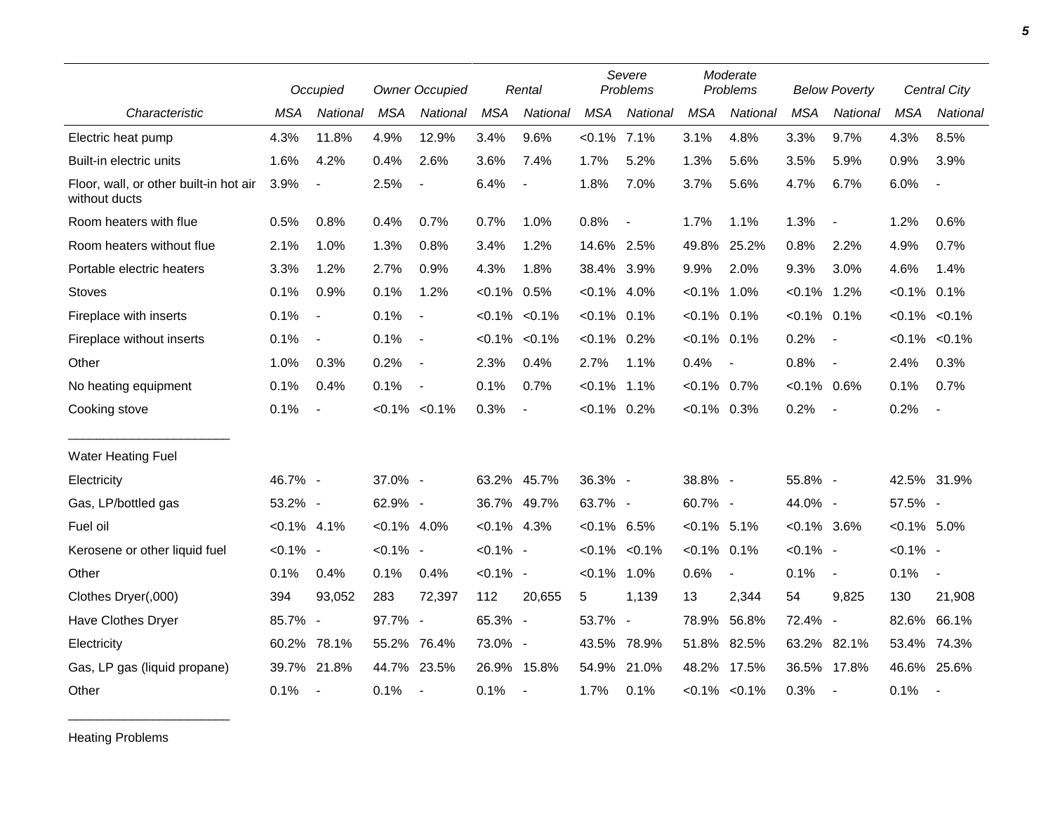| Characteristic | Occupied | | Owner Occupied | | Rental | | Severe Problems | | Moderate Problems | | Below Poverty | | Central City | |
|---|---|---|---|---|---|---|---|---|---|---|---|---|---|---|
| | MSA | National | MSA | National | MSA | National | MSA | National | MSA | National | MSA | National | MSA | National |
| Electric heat pump | 4.3% | 11.8% | 4.9% | 12.9% | 3.4% | 9.6% | <0.1% | 7.1% | 3.1% | 4.8% | 3.3% | 9.7% | 4.3% | 8.5% |
| Built-in electric units | 1.6% | 4.2% | 0.4% | 2.6% | 3.6% | 7.4% | 1.7% | 5.2% | 1.3% | 5.6% | 3.5% | 5.9% | 0.9% | 3.9% |
| Floor, wall, or other built-in hot air without ducts | 3.9% | - | 2.5% | - | 6.4% | - | 1.8% | 7.0% | 3.7% | 5.6% | 4.7% | 6.7% | 6.0% | - |
| Room heaters with flue | 0.5% | 0.8% | 0.4% | 0.7% | 0.7% | 1.0% | 0.8% | - | 1.7% | 1.1% | 1.3% | - | 1.2% | 0.6% |
| Room heaters without flue | 2.1% | 1.0% | 1.3% | 0.8% | 3.4% | 1.2% | 14.6% | 2.5% | 49.8% | 25.2% | 0.8% | 2.2% | 4.9% | 0.7% |
| Portable electric heaters | 3.3% | 1.2% | 2.7% | 0.9% | 4.3% | 1.8% | 38.4% | 3.9% | 9.9% | 2.0% | 9.3% | 3.0% | 4.6% | 1.4% |
| Stoves | 0.1% | 0.9% | 0.1% | 1.2% | <0.1% | 0.5% | <0.1% | 4.0% | <0.1% | 1.0% | <0.1% | 1.2% | <0.1% | 0.1% |
| Fireplace with inserts | 0.1% | - | 0.1% | - | <0.1% | <0.1% | <0.1% | 0.1% | <0.1% | 0.1% | <0.1% | 0.1% | <0.1% | <0.1% |
| Fireplace without inserts | 0.1% | - | 0.1% | - | <0.1% | <0.1% | <0.1% | 0.2% | <0.1% | 0.1% | 0.2% | - | <0.1% | <0.1% |
| Other | 1.0% | 0.3% | 0.2% | - | 2.3% | 0.4% | 2.7% | 1.1% | 0.4% | - | 0.8% | - | 2.4% | 0.3% |
| No heating equipment | 0.1% | 0.4% | 0.1% | - | 0.1% | 0.7% | <0.1% | 1.1% | <0.1% | 0.7% | <0.1% | 0.6% | 0.1% | 0.7% |
| Cooking stove | 0.1% | - | <0.1% | <0.1% | 0.3% | - | <0.1% | 0.2% | <0.1% | 0.3% | 0.2% | - | 0.2% | - |
| Water Heating Fuel | | | | | | | | | | | | | | |
| Electricity | 46.7% | - | 37.0% | - | 63.2% | 45.7% | 36.3% | - | 38.8% | - | 55.8% | - | 42.5% | 31.9% |
| Gas, LP/bottled gas | 53.2% | - | 62.9% | - | 36.7% | 49.7% | 63.7% | - | 60.7% | - | 44.0% | - | 57.5% | - |
| Fuel oil | <0.1% | 4.1% | <0.1% | 4.0% | <0.1% | 4.3% | <0.1% | 6.5% | <0.1% | 5.1% | <0.1% | 3.6% | <0.1% | 5.0% |
| Kerosene or other liquid fuel | <0.1% | - | <0.1% | - | <0.1% | - | <0.1% | <0.1% | <0.1% | 0.1% | <0.1% | - | <0.1% | - |
| Other | 0.1% | 0.4% | 0.1% | 0.4% | <0.1% | - | <0.1% | 1.0% | 0.6% | - | 0.1% | - | 0.1% | - |
| Clothes Dryer(,000) | 394 | 93,052 | 283 | 72,397 | 112 | 20,655 | 5 | 1,139 | 13 | 2,344 | 54 | 9,825 | 130 | 21,908 |
| Have Clothes Dryer | 85.7% | - | 97.7% | - | 65.3% | - | 53.7% | - | 78.9% | 56.8% | 72.4% | - | 82.6% | 66.1% |
| Electricity | 60.2% | 78.1% | 55.2% | 76.4% | 73.0% | - | 43.5% | 78.9% | 51.8% | 82.5% | 63.2% | 82.1% | 53.4% | 74.3% |
| Gas, LP gas (liquid propane) | 39.7% | 21.8% | 44.7% | 23.5% | 26.9% | 15.8% | 54.9% | 21.0% | 48.2% | 17.5% | 36.5% | 17.8% | 46.6% | 25.6% |
| Other | 0.1% | - | 0.1% | - | 0.1% | - | 1.7% | 0.1% | <0.1% | <0.1% | 0.3% | - | 0.1% | - |

Heating Problems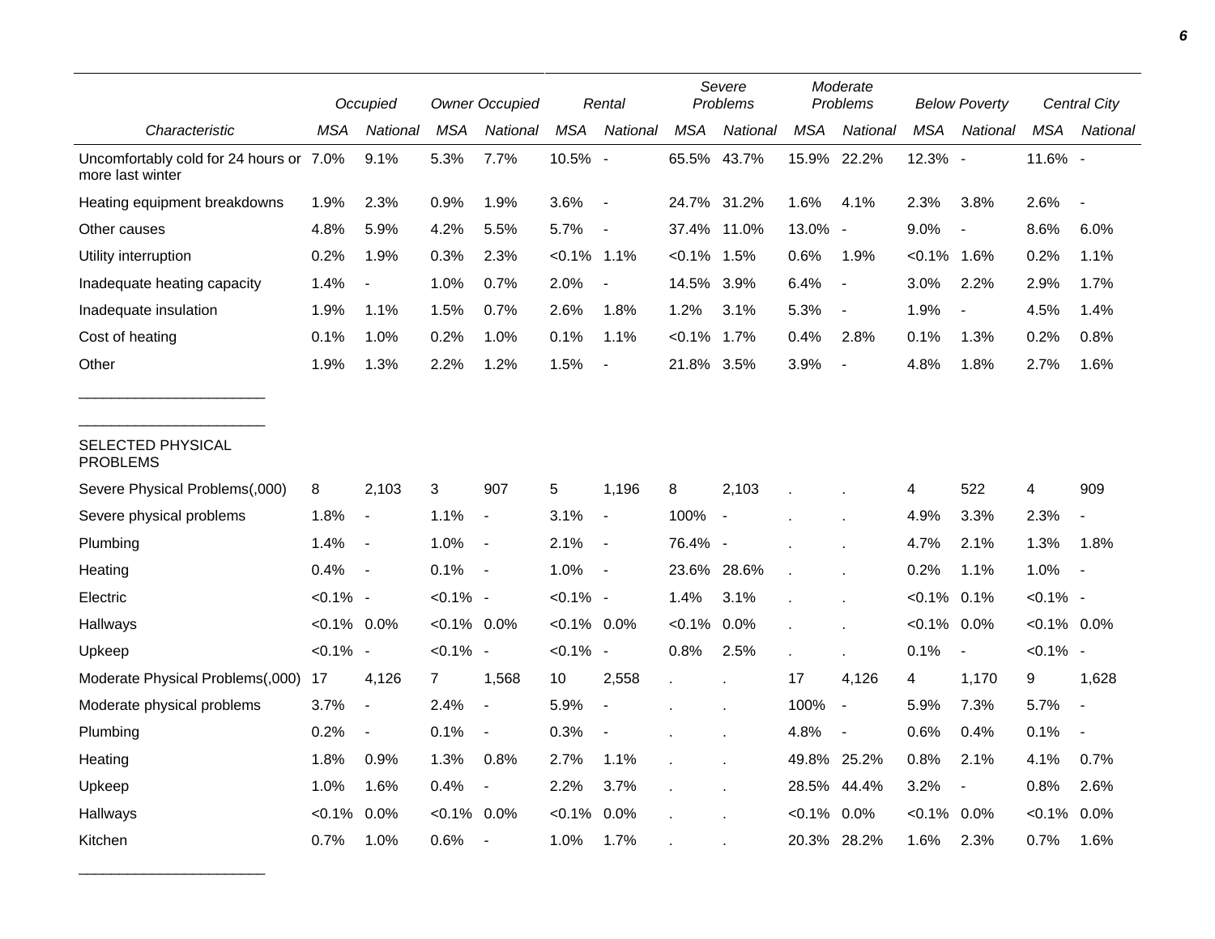| | Occupied | | Owner Occupied | | Rental | | Severe Problems | | Moderate Problems | | Below Poverty | | Central City | |
|---|---|---|---|---|---|---|---|---|---|---|---|---|---|---|
| Characteristic | MSA | National | MSA | National | MSA | National | MSA | National | MSA | National | MSA | National | MSA | National |
| Uncomfortably cold for 24 hours or more last winter | 7.0% | 9.1% | 5.3% | 7.7% | 10.5% | - | 65.5% | 43.7% | 15.9% | 22.2% | 12.3% | - | 11.6% | - |
| Heating equipment breakdowns | 1.9% | 2.3% | 0.9% | 1.9% | 3.6% | - | 24.7% | 31.2% | 1.6% | 4.1% | 2.3% | 3.8% | 2.6% | - |
| Other causes | 4.8% | 5.9% | 4.2% | 5.5% | 5.7% | - | 37.4% | 11.0% | 13.0% | - | 9.0% | - | 8.6% | 6.0% |
| Utility interruption | 0.2% | 1.9% | 0.3% | 2.3% | <0.1% | 1.1% | <0.1% | 1.5% | 0.6% | 1.9% | <0.1% | 1.6% | 0.2% | 1.1% |
| Inadequate heating capacity | 1.4% | - | 1.0% | 0.7% | 2.0% | - | 14.5% | 3.9% | 6.4% | - | 3.0% | 2.2% | 2.9% | 1.7% |
| Inadequate insulation | 1.9% | 1.1% | 1.5% | 0.7% | 2.6% | 1.8% | 1.2% | 3.1% | 5.3% | - | 1.9% | - | 4.5% | 1.4% |
| Cost of heating | 0.1% | 1.0% | 0.2% | 1.0% | 0.1% | 1.1% | <0.1% | 1.7% | 0.4% | 2.8% | 0.1% | 1.3% | 0.2% | 0.8% |
| Other | 1.9% | 1.3% | 2.2% | 1.2% | 1.5% | - | 21.8% | 3.5% | 3.9% | - | 4.8% | 1.8% | 2.7% | 1.6% |
| SELECTED PHYSICAL PROBLEMS | | | | | | | | | | | | | | |
| Severe Physical Problems(,000) | 8 | 2,103 | 3 | 907 | 5 | 1,196 | 8 | 2,103 | . | . | 4 | 522 | 4 | 909 |
| Severe physical problems | 1.8% | - | 1.1% | - | 3.1% | - | 100% | - | . | . | 4.9% | 3.3% | 2.3% | - |
| Plumbing | 1.4% | - | 1.0% | - | 2.1% | - | 76.4% | - | . | . | 4.7% | 2.1% | 1.3% | 1.8% |
| Heating | 0.4% | - | 0.1% | - | 1.0% | - | 23.6% | 28.6% | . | . | 0.2% | 1.1% | 1.0% | - |
| Electric | <0.1% | - | <0.1% | - | <0.1% | - | 1.4% | 3.1% | . | . | <0.1% | 0.1% | <0.1% | - |
| Hallways | <0.1% | 0.0% | <0.1% | 0.0% | <0.1% | 0.0% | <0.1% | 0.0% | . | . | <0.1% | 0.0% | <0.1% | 0.0% |
| Upkeep | <0.1% | - | <0.1% | - | <0.1% | - | 0.8% | 2.5% | . | . | 0.1% | - | <0.1% | - |
| Moderate Physical Problems(,000) | 17 | 4,126 | 7 | 1,568 | 10 | 2,558 | . | . | 17 | 4,126 | 4 | 1,170 | 9 | 1,628 |
| Moderate physical problems | 3.7% | - | 2.4% | - | 5.9% | - | . | . | 100% | - | 5.9% | 7.3% | 5.7% | - |
| Plumbing | 0.2% | - | 0.1% | - | 0.3% | - | . | . | 4.8% | - | 0.6% | 0.4% | 0.1% | - |
| Heating | 1.8% | 0.9% | 1.3% | 0.8% | 2.7% | 1.1% | . | . | 49.8% | 25.2% | 0.8% | 2.1% | 4.1% | 0.7% |
| Upkeep | 1.0% | 1.6% | 0.4% | - | 2.2% | 3.7% | . | . | 28.5% | 44.4% | 3.2% | - | 0.8% | 2.6% |
| Hallways | <0.1% | 0.0% | <0.1% | 0.0% | <0.1% | 0.0% | . | . | <0.1% | 0.0% | <0.1% | 0.0% | <0.1% | 0.0% |
| Kitchen | 0.7% | 1.0% | 0.6% | - | 1.0% | 1.7% | . | . | 20.3% | 28.2% | 1.6% | 2.3% | 0.7% | 1.6% |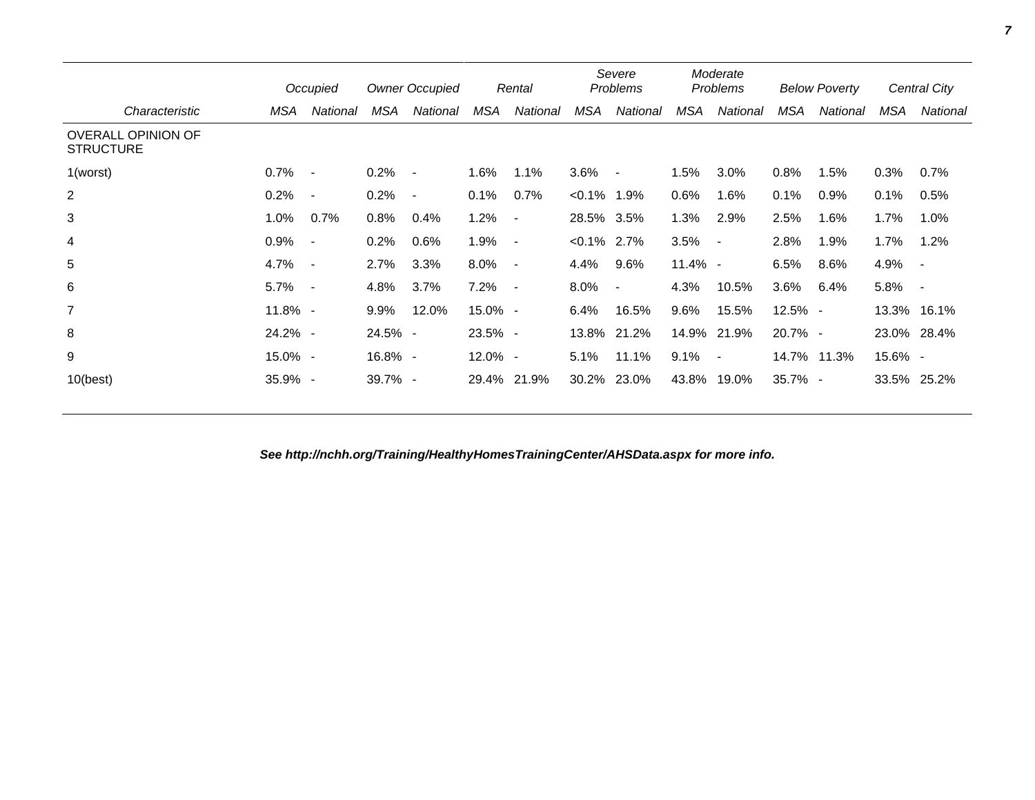| Characteristic | Occupied | | Owner Occupied | | Rental | | Severe Problems | | Moderate Problems | | Below Poverty | | Central City | |
|---|---|---|---|---|---|---|---|---|---|---|---|---|---|---|
| | MSA | National | MSA | National | MSA | National | MSA | National | MSA | National | MSA | National | MSA | National |
| OVERALL OPINION OF STRUCTURE | | | | | | | | | | | | | | |
| 1(worst) | 0.7% | - | 0.2% | - | 1.6% | 1.1% | 3.6% | - | 1.5% | 3.0% | 0.8% | 1.5% | 0.3% | 0.7% |
| 2 | 0.2% | - | 0.2% | - | 0.1% | 0.7% | <0.1% | 1.9% | 0.6% | 1.6% | 0.1% | 0.9% | 0.1% | 0.5% |
| 3 | 1.0% | 0.7% | 0.8% | 0.4% | 1.2% | - | 28.5% | 3.5% | 1.3% | 2.9% | 2.5% | 1.6% | 1.7% | 1.0% |
| 4 | 0.9% | - | 0.2% | 0.6% | 1.9% | - | <0.1% | 2.7% | 3.5% | - | 2.8% | 1.9% | 1.7% | 1.2% |
| 5 | 4.7% | - | 2.7% | 3.3% | 8.0% | - | 4.4% | 9.6% | 11.4% | - | 6.5% | 8.6% | 4.9% | - |
| 6 | 5.7% | - | 4.8% | 3.7% | 7.2% | - | 8.0% | - | 4.3% | 10.5% | 3.6% | 6.4% | 5.8% | - |
| 7 | 11.8% | - | 9.9% | 12.0% | 15.0% | - | 6.4% | 16.5% | 9.6% | 15.5% | 12.5% | - | 13.3% | 16.1% |
| 8 | 24.2% | - | 24.5% | - | 23.5% | - | 13.8% | 21.2% | 14.9% | 21.9% | 20.7% | - | 23.0% | 28.4% |
| 9 | 15.0% | - | 16.8% | - | 12.0% | - | 5.1% | 11.1% | 9.1% | - | 14.7% | 11.3% | 15.6% | - |
| 10(best) | 35.9% | - | 39.7% | - | 29.4% | 21.9% | 30.2% | 23.0% | 43.8% | 19.0% | 35.7% | - | 33.5% | 25.2% |

***See http://nchh.org/Training/HealthyHomesTrainingCenter/AHSData.aspx for more info.***